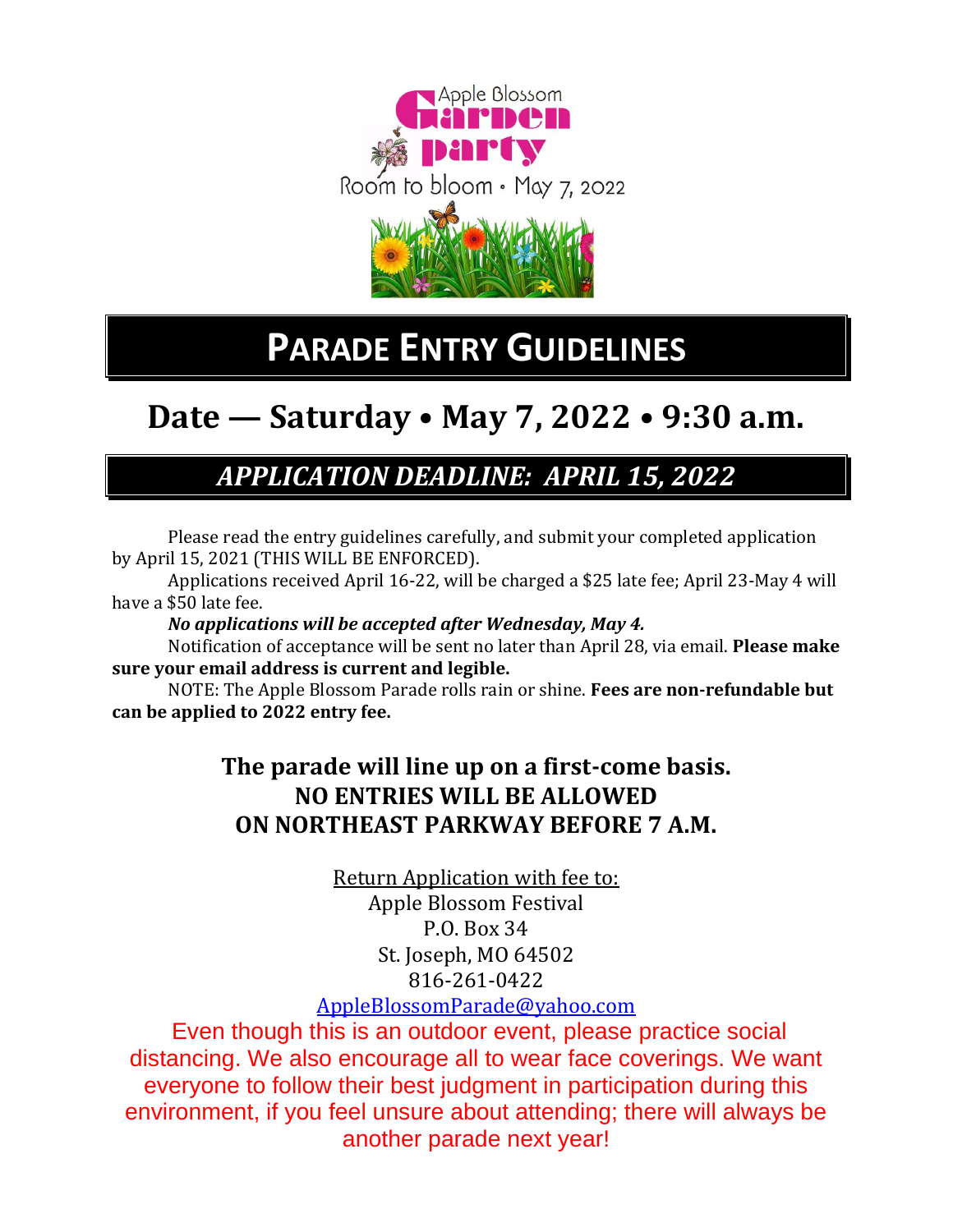Apple Blossom **Garden party**

Room to bloom • May 7, 2022

# PARADE ENTRY GUIDELINES

## Date — Saturday • May 7, 2022 • 9:30 a.m.

### *APPLICATION DEADLINE: APRIL 15, 2022*

Please read the entry guidelines carefully, and submit your completed application by April 15, 2021 (THIS WILL BE ENFORCED).

Applications received April 16-22, will be charged a $25 late fee; April 23-May 4 will have a $50 late fee.

***No applications will be accepted after Wednesday, May 4.***

Notification of acceptance will be sent no later than April 28, via email. **Please make sure your email address is current and legible.**

NOTE: The Apple Blossom Parade rolls rain or shine. **Fees are non-refundable but can be applied to 2022 entry fee.**

**The parade will line up on a first-come basis.**
**NO ENTRIES WILL BE ALLOWED**
**ON NORTHEAST PARKWAY BEFORE 7 A.M.**

Return Application with fee to:
Apple Blossom Festival
P.O. Box 34
St. Joseph, MO 64502
816-261-0422
AppleBlossomParade@yahoo.com

Even though this is an outdoor event, please practice social distancing. We also encourage all to wear face coverings. We want everyone to follow their best judgment in participation during this environment, if you feel unsure about attending; there will always be another parade next year!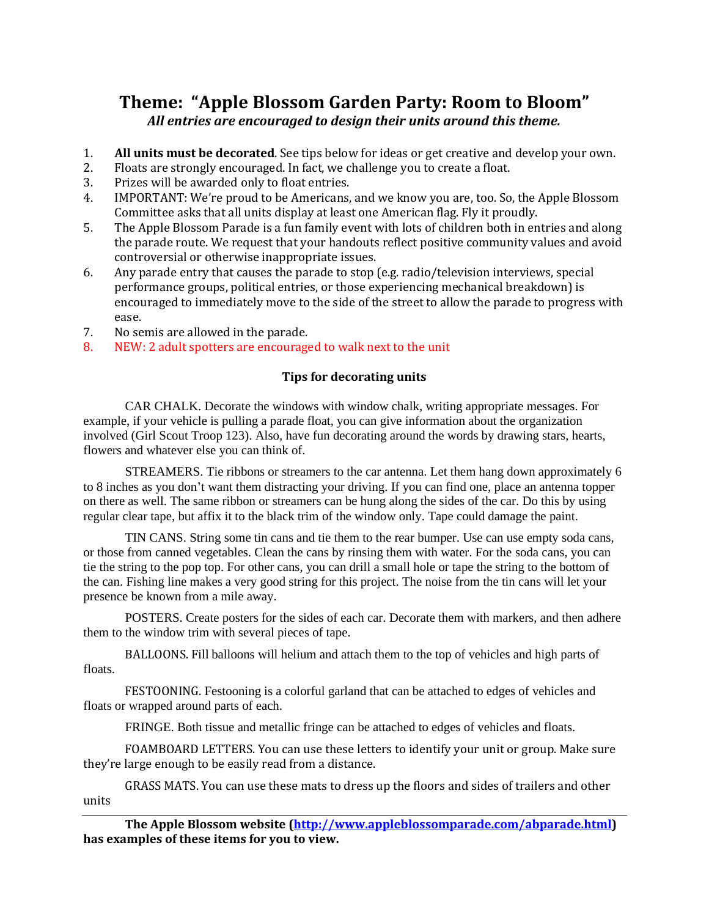# Theme: "Apple Blossom Garden Party: Room to Bloom"

***All entries are encouraged to design their units around this theme.***

1. **All units must be decorated**. See tips below for ideas or get creative and develop your own.
2. Floats are strongly encouraged. In fact, we challenge you to create a float.
3. Prizes will be awarded only to float entries.
4. IMPORTANT: We're proud to be Americans, and we know you are, too. So, the Apple Blossom Committee asks that all units display at least one American flag. Fly it proudly.
5. The Apple Blossom Parade is a fun family event with lots of children both in entries and along the parade route. We request that your handouts reflect positive community values and avoid controversial or otherwise inappropriate issues.
6. Any parade entry that causes the parade to stop (e.g. radio/television interviews, special performance groups, political entries, or those experiencing mechanical breakdown) is encouraged to immediately move to the side of the street to allow the parade to progress with ease.
7. No semis are allowed in the parade.
8. NEW: 2 adult spotters are encouraged to walk next to the unit

### Tips for decorating units

CAR CHALK. Decorate the windows with window chalk, writing appropriate messages. For example, if your vehicle is pulling a parade float, you can give information about the organization involved (Girl Scout Troop 123). Also, have fun decorating around the words by drawing stars, hearts, flowers and whatever else you can think of.

STREAMERS. Tie ribbons or streamers to the car antenna. Let them hang down approximately 6 to 8 inches as you don't want them distracting your driving. If you can find one, place an antenna topper on there as well. The same ribbon or streamers can be hung along the sides of the car. Do this by using regular clear tape, but affix it to the black trim of the window only. Tape could damage the paint.

TIN CANS. String some tin cans and tie them to the rear bumper. Use can use empty soda cans, or those from canned vegetables. Clean the cans by rinsing them with water. For the soda cans, you can tie the string to the pop top. For other cans, you can drill a small hole or tape the string to the bottom of the can. Fishing line makes a very good string for this project. The noise from the tin cans will let your presence be known from a mile away.

POSTERS. Create posters for the sides of each car. Decorate them with markers, and then adhere them to the window trim with several pieces of tape.

BALLOONS. Fill balloons will helium and attach them to the top of vehicles and high parts of floats.

FESTOONING. Festooning is a colorful garland that can be attached to edges of vehicles and floats or wrapped around parts of each.

FRINGE. Both tissue and metallic fringe can be attached to edges of vehicles and floats.

FOAMBOARD LETTERS. You can use these letters to identify your unit or group. Make sure they're large enough to be easily read from a distance.

GRASS MATS. You can use these mats to dress up the floors and sides of trailers and other units

---

**The Apple Blossom website ([http://www.appleblossomparade.com/abparade.html](http://www.appleblossomparade.com/abparade.html)) has examples of these items for you to view.**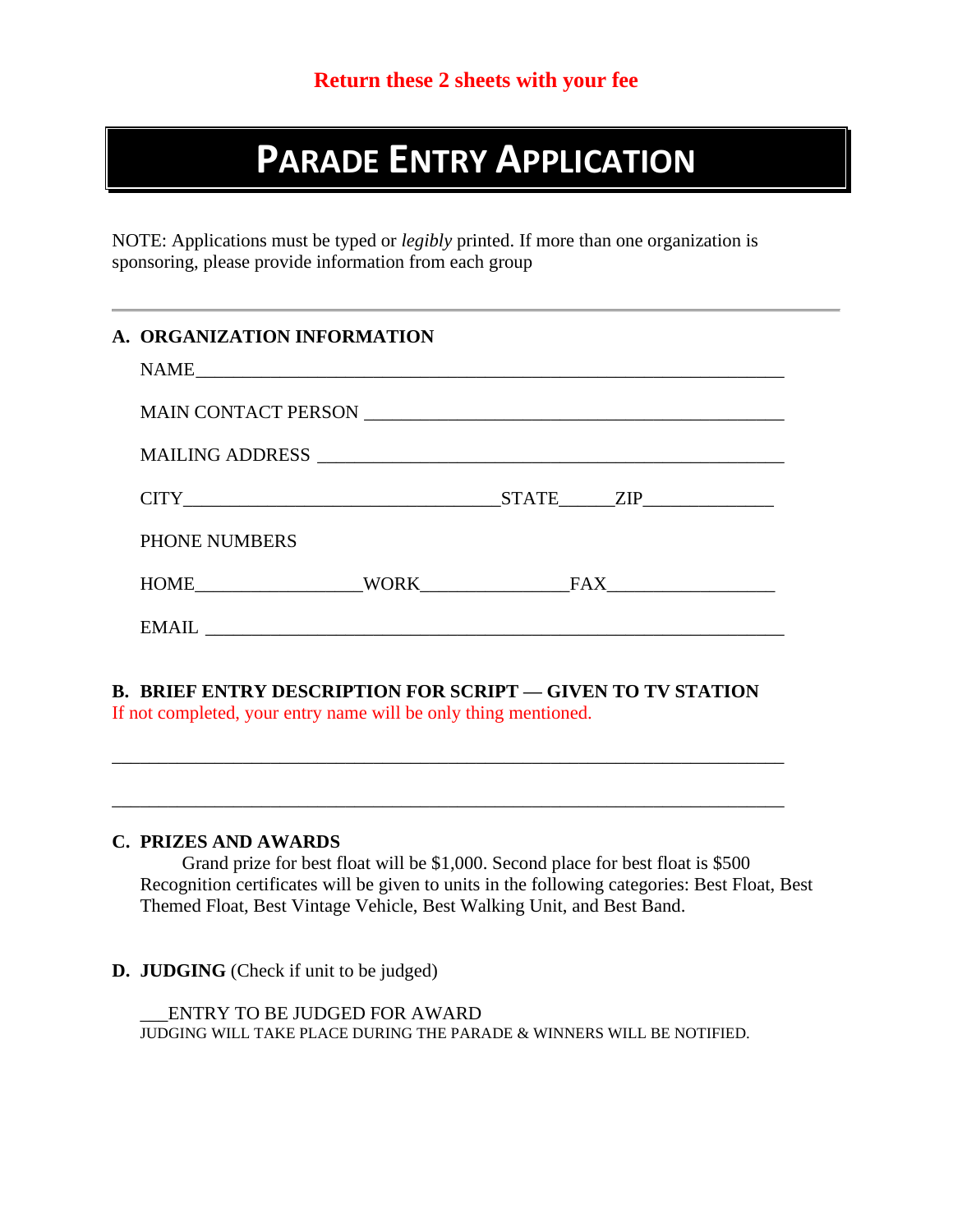**Return these 2 sheets with your fee**

# PARADE ENTRY APPLICATION

NOTE: Applications must be typed or *legibly* printed. If more than one organization is sponsoring, please provide information from each group

---

**A. ORGANIZATION INFORMATION**

NAME_______________________________________________________________

MAIN CONTACT PERSON _____________________________________________

MAILING ADDRESS __________________________________________________

CITY___________________________________STATE______ZIP______________

PHONE NUMBERS

HOME__________________WORK________________FAX__________________

EMAIL __________________________________________________________________

**B. BRIEF ENTRY DESCRIPTION FOR SCRIPT — GIVEN TO TV STATION**

If not completed, your entry name will be only thing mentioned.

___________________________________________________________________________

___________________________________________________________________________

**C. PRIZES AND AWARDS**

Grand prize for best float will be $1,000. Second place for best float is $500 Recognition certificates will be given to units in the following categories: Best Float, Best Themed Float, Best Vintage Vehicle, Best Walking Unit, and Best Band.

**D. JUDGING** (Check if unit to be judged)

___ENTRY TO BE JUDGED FOR AWARD

JUDGING WILL TAKE PLACE DURING THE PARADE & WINNERS WILL BE NOTIFIED.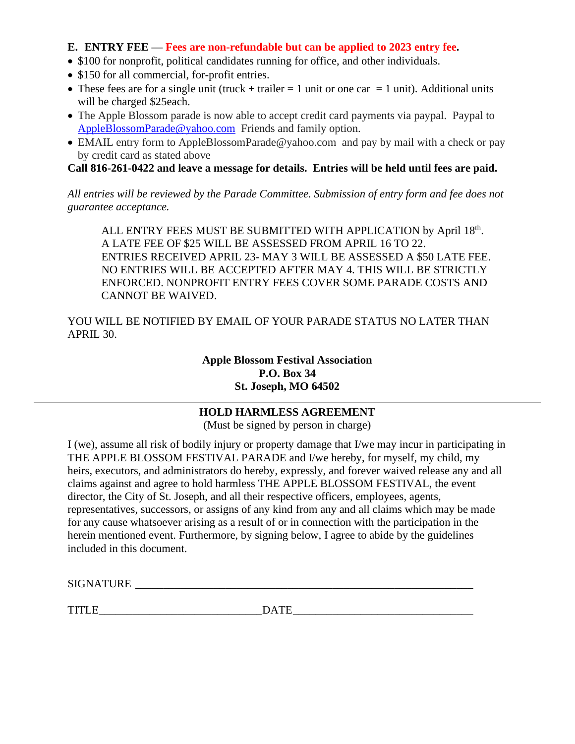**E. ENTRY FEE — Fees are non-refundable but can be applied to 2023 entry fee.**

- $100 for nonprofit, political candidates running for office, and other individuals.
- $150 for all commercial, for-profit entries.
- These fees are for a single unit (truck + trailer = 1 unit or one car = 1 unit). Additional units will be charged $25each.
- The Apple Blossom parade is now able to accept credit card payments via paypal. Paypal to AppleBlossomParade@yahoo.com Friends and family option.
- EMAIL entry form to AppleBlossomParade@yahoo.com and pay by mail with a check or pay by credit card as stated above

**Call 816-261-0422 and leave a message for details. Entries will be held until fees are paid.**

*All entries will be reviewed by the Parade Committee. Submission of entry form and fee does not guarantee acceptance.*

> ALL ENTRY FEES MUST BE SUBMITTED WITH APPLICATION by April 18th.
> A LATE FEE OF $25 WILL BE ASSESSED FROM APRIL 16 TO 22.
> ENTRIES RECEIVED APRIL 23- MAY 3 WILL BE ASSESSED A $50 LATE FEE.
> NO ENTRIES WILL BE ACCEPTED AFTER MAY 4. THIS WILL BE STRICTLY ENFORCED. NONPROFIT ENTRY FEES COVER SOME PARADE COSTS AND CANNOT BE WAIVED.

YOU WILL BE NOTIFIED BY EMAIL OF YOUR PARADE STATUS NO LATER THAN APRIL 30.

**Apple Blossom Festival Association**
**P.O. Box 34**
**St. Joseph, MO 64502**

---

**HOLD HARMLESS AGREEMENT**

(Must be signed by person in charge)

I (we), assume all risk of bodily injury or property damage that I/we may incur in participating in THE APPLE BLOSSOM FESTIVAL PARADE and I/we hereby, for myself, my child, my heirs, executors, and administrators do hereby, expressly, and forever waived release any and all claims against and agree to hold harmless THE APPLE BLOSSOM FESTIVAL, the event director, the City of St. Joseph, and all their respective officers, employees, agents, representatives, successors, or assigns of any kind from any and all claims which may be made for any cause whatsoever arising as a result of or in connection with the participation in the herein mentioned event. Furthermore, by signing below, I agree to abide by the guidelines included in this document.

SIGNATURE ___________________________________________________________

TITLE____________________________DATE________________________________